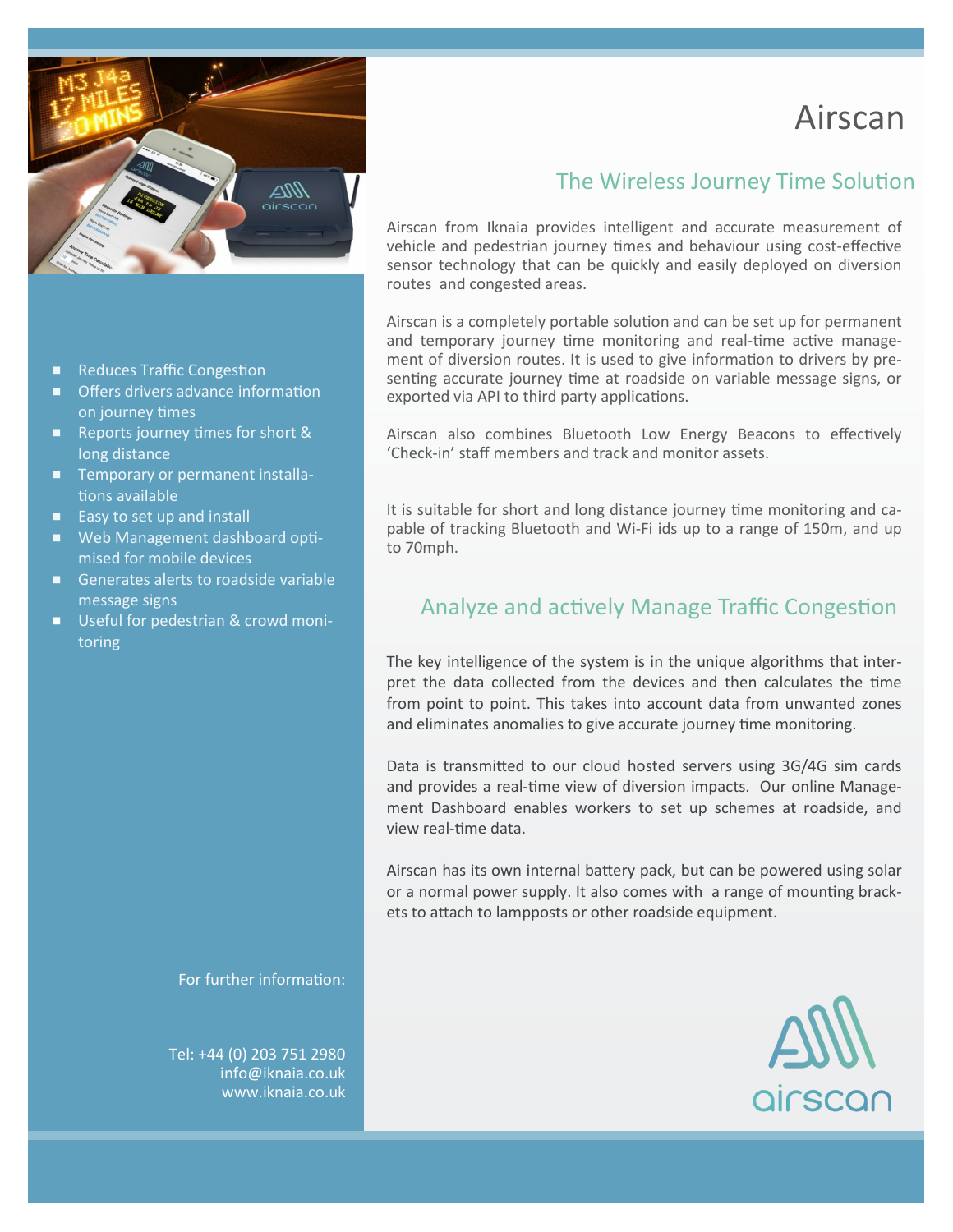# Airscan

## The Wireless Journey Time Solution

Airscan from Iknaia provides intelligent and accurate measurement of vehicle and pedestrian journey times and behaviour using cost-effective sensor technology that can be quickly and easily deployed on diversion routes and congested areas.

Airscan is a completely portable solution and can be set up for permanent and temporary journey time monitoring and real-time active management of diversion routes. It is used to give information to drivers by presenting accurate journey time at roadside on variable message signs, or exported via API to third party applications.

Airscan also combines Bluetooth Low Energy Beacons to effectively 'Check-in' staff members and track and monitor assets.

It is suitable for short and long distance journey time monitoring and capable of tracking Bluetooth and Wi-Fi ids up to a range of 150m, and up to 70mph.

## Analyze and actively Manage Traffic Congestion

The key intelligence of the system is in the unique algorithms that interpret the data collected from the devices and then calculates the time from point to point. This takes into account data from unwanted zones and eliminates anomalies to give accurate journey time monitoring.

Data is transmitted to our cloud hosted servers using 3G/4G sim cards and provides a real-time view of diversion impacts. Our online Management Dashboard enables workers to set up schemes at roadside, and view real-time data.

Airscan has its own internal battery pack, but can be powered using solar or a normal power supply. It also comes with a range of mounting brackets to attach to lampposts or other roadside equipment.

- Reduces Traffic Congestion
- Offers drivers advance information on journey times
- Reports journey times for short & long distance
- Temporary or permanent installations available
- Easy to set up and install
- Web Management dashboard optimised for mobile devices
- Generates alerts to roadside variable message signs
- Useful for pedestrian & crowd monitoring

For further information:

Tel: +44 (0) 203 751 2980
info@iknaia.co.uk
www.iknaia.co.uk

airscan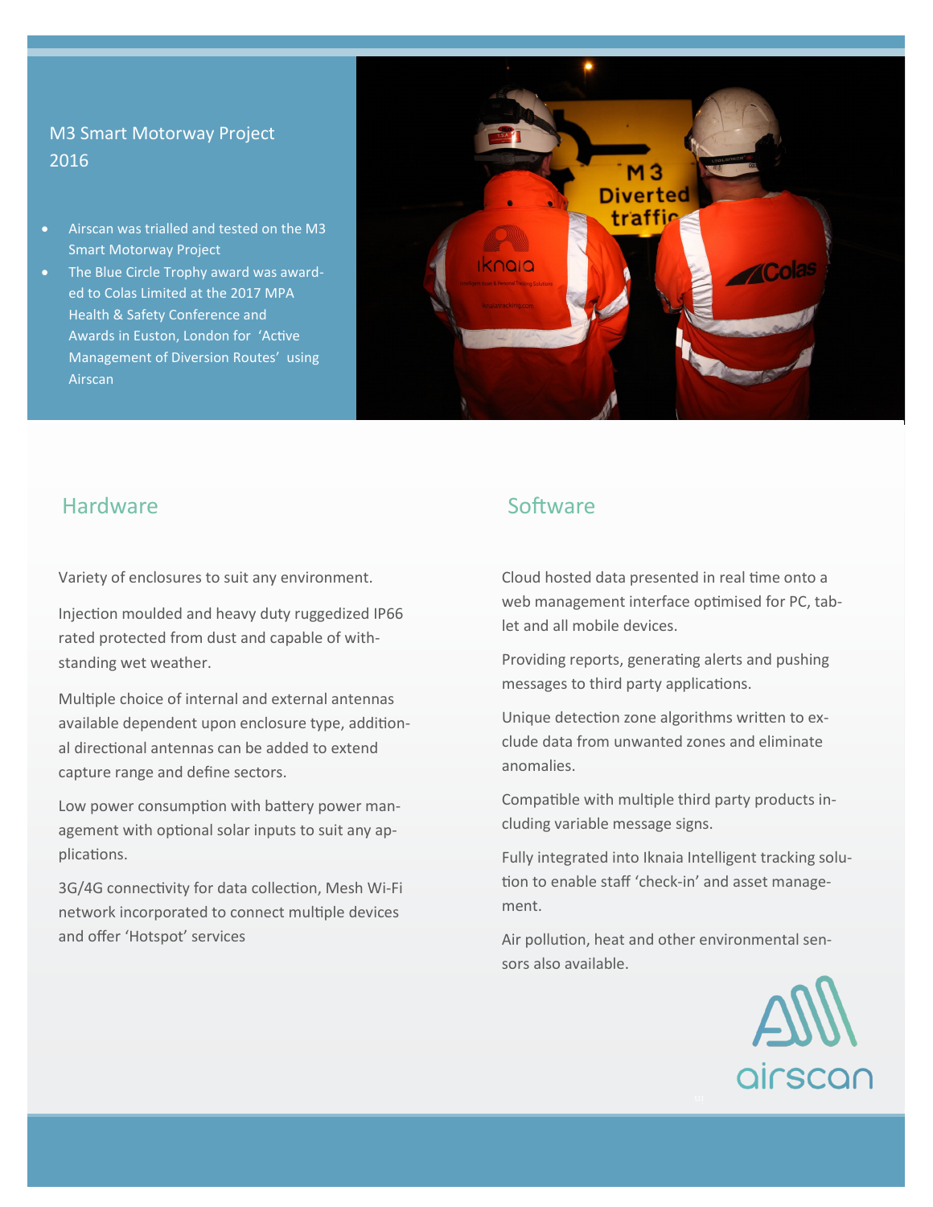## M3 Smart Motorway Project 2016

- Airscan was trialled and tested on the M3 Smart Motorway Project
- The Blue Circle Trophy award was awarded to Colas Limited at the 2017 MPA Health & Safety Conference and Awards in Euston, London for 'Active Management of Diversion Routes' using Airscan

## Hardware

Variety of enclosures to suit any environment.

Injection moulded and heavy duty ruggedized IP66 rated protected from dust and capable of withstanding wet weather.

Multiple choice of internal and external antennas available dependent upon enclosure type, additional directional antennas can be added to extend capture range and define sectors.

Low power consumption with battery power management with optional solar inputs to suit any applications.

3G/4G connectivity for data collection, Mesh Wi-Fi network incorporated to connect multiple devices and offer 'Hotspot' services

## Software

Cloud hosted data presented in real time onto a web management interface optimised for PC, tablet and all mobile devices.

Providing reports, generating alerts and pushing messages to third party applications.

Unique detection zone algorithms written to exclude data from unwanted zones and eliminate anomalies.

Compatible with multiple third party products including variable message signs.

Fully integrated into Iknaia Intelligent tracking solution to enable staff 'check-in' and asset management.

Air pollution, heat and other environmental sensors also available.

airscan